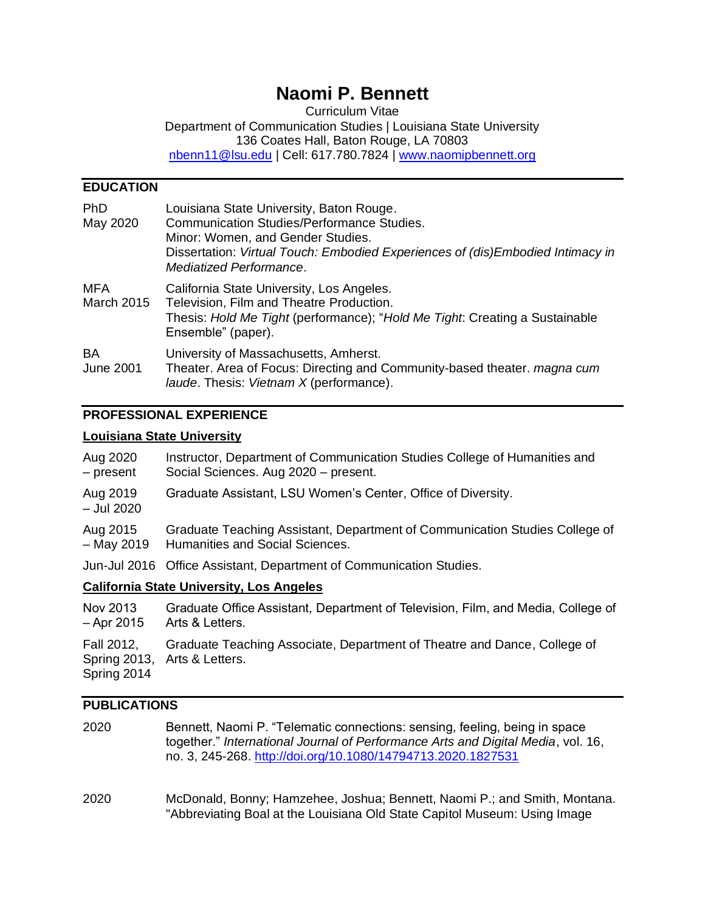# Naomi P. Bennett

Curriculum Vitae
Department of Communication Studies | Louisiana State University
136 Coates Hall, Baton Rouge, LA 70803
nbenn11@lsu.edu | Cell: 617.780.7824 | www.naomipbennett.org

## EDUCATION

PhD
May 2020

Louisiana State University, Baton Rouge.
Communication Studies/Performance Studies.
Minor: Women, and Gender Studies.
Dissertation: *Virtual Touch: Embodied Experiences of (dis)Embodied Intimacy in Mediatized Performance*.

MFA
March 2015

California State University, Los Angeles.
Television, Film and Theatre Production.
Thesis: *Hold Me Tight* (performance); "*Hold Me Tight*: Creating a Sustainable Ensemble" (paper).

BA
June 2001

University of Massachusetts, Amherst.
Theater. Area of Focus: Directing and Community-based theater. *magna cum laude*. Thesis: *Vietnam X* (performance).

## PROFESSIONAL EXPERIENCE

### Louisiana State University

Aug 2020 – present
Instructor, Department of Communication Studies College of Humanities and Social Sciences. Aug 2020 – present.

Aug 2019 – Jul 2020
Graduate Assistant, LSU Women's Center, Office of Diversity.

Aug 2015 – May 2019
Graduate Teaching Assistant, Department of Communication Studies College of Humanities and Social Sciences.

Jun-Jul 2016
Office Assistant, Department of Communication Studies.

### California State University, Los Angeles

Nov 2013 – Apr 2015
Graduate Office Assistant, Department of Television, Film, and Media, College of Arts & Letters.

Fall 2012, Spring 2013, Spring 2014
Graduate Teaching Associate, Department of Theatre and Dance, College of Arts & Letters.

## PUBLICATIONS

2020
Bennett, Naomi P. "Telematic connections: sensing, feeling, being in space together." *International Journal of Performance Arts and Digital Media*, vol. 16, no. 3, 245-268. http://doi.org/10.1080/14794713.2020.1827531

2020
McDonald, Bonny; Hamzehee, Joshua; Bennett, Naomi P.; and Smith, Montana. "Abbreviating Boal at the Louisiana Old State Capitol Museum: Using Image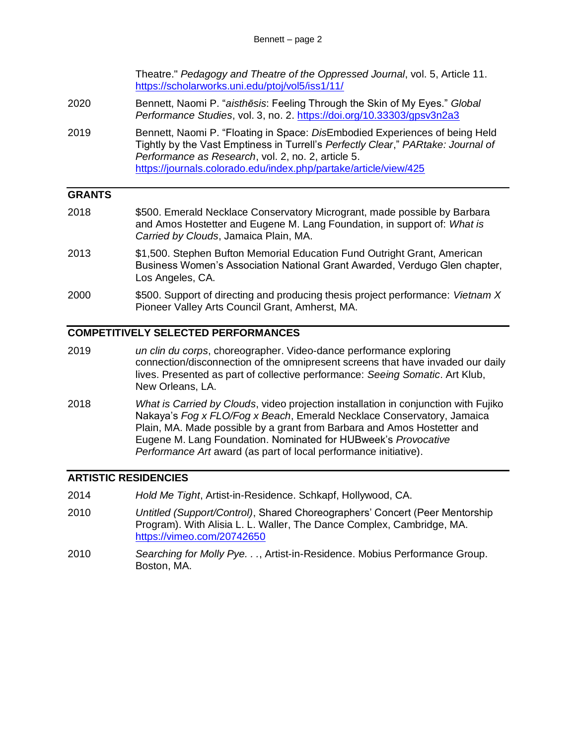Theatre." *Pedagogy and Theatre of the Oppressed Journal*, vol. 5, Article 11. https://scholarworks.uni.edu/ptoj/vol5/iss1/11/

2020 Bennett, Naomi P. "*aisthēsis*: Feeling Through the Skin of My Eyes." *Global Performance Studies*, vol. 3, no. 2. https://doi.org/10.33303/gpsv3n2a3

2019 Bennett, Naomi P. "Floating in Space: *Dis*Embodied Experiences of being Held Tightly by the Vast Emptiness in Turrell's *Perfectly Clear*," *PARtake: Journal of Performance as Research*, vol. 2, no. 2, article 5. https://journals.colorado.edu/index.php/partake/article/view/425

## GRANTS

2018 $500. Emerald Necklace Conservatory Microgrant, made possible by Barbara and Amos Hostetter and Eugene M. Lang Foundation, in support of: *What is Carried by Clouds*, Jamaica Plain, MA.

2013 $1,500. Stephen Bufton Memorial Education Fund Outright Grant, American Business Women's Association National Grant Awarded, Verdugo Glen chapter, Los Angeles, CA.

2000 $500. Support of directing and producing thesis project performance: *Vietnam X* Pioneer Valley Arts Council Grant, Amherst, MA.

## COMPETITIVELY SELECTED PERFORMANCES

2019 *un clin du corps*, choreographer. Video-dance performance exploring connection/disconnection of the omnipresent screens that have invaded our daily lives. Presented as part of collective performance: *Seeing Somatic*. Art Klub, New Orleans, LA.

2018 *What is Carried by Clouds*, video projection installation in conjunction with Fujiko Nakaya's *Fog x FLO/Fog x Beach*, Emerald Necklace Conservatory, Jamaica Plain, MA. Made possible by a grant from Barbara and Amos Hostetter and Eugene M. Lang Foundation. Nominated for HUBweek's *Provocative Performance Art* award (as part of local performance initiative).

## ARTISTIC RESIDENCIES

2014 *Hold Me Tight*, Artist-in-Residence. Schkapf, Hollywood, CA.

2010 *Untitled (Support/Control)*, Shared Choreographers' Concert (Peer Mentorship Program). With Alisia L. L. Waller, The Dance Complex, Cambridge, MA. https://vimeo.com/20742650

2010 *Searching for Molly Pye. . .*, Artist-in-Residence. Mobius Performance Group. Boston, MA.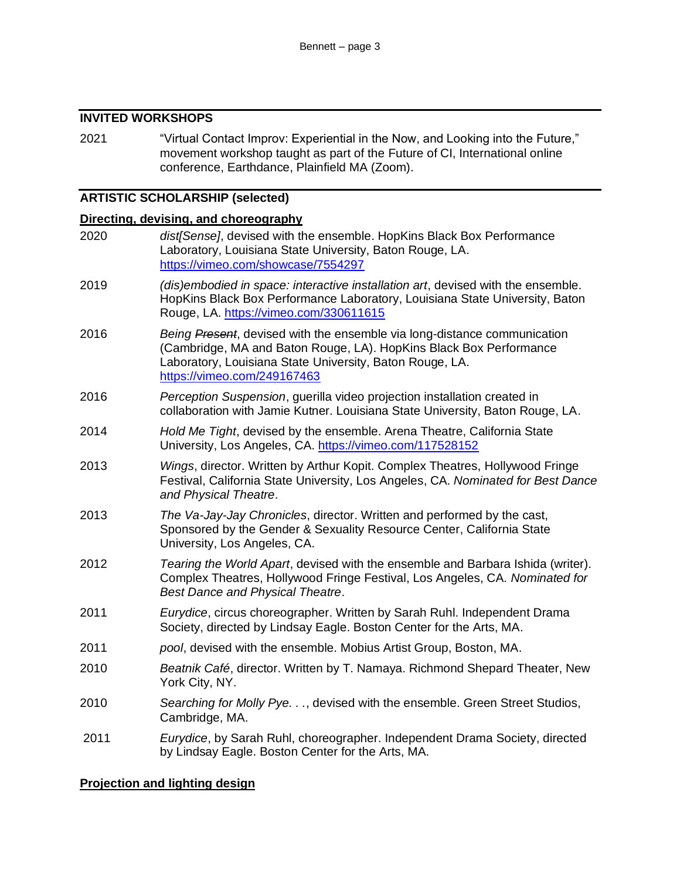## INVITED WORKSHOPS

2021 "Virtual Contact Improv: Experiential in the Now, and Looking into the Future," movement workshop taught as part of the Future of CI, International online conference, Earthdance, Plainfield MA (Zoom).

## ARTISTIC SCHOLARSHIP (selected)

### Directing, devising, and choreography

2020 *dist[Sense]*, devised with the ensemble. HopKins Black Box Performance Laboratory, Louisiana State University, Baton Rouge, LA. https://vimeo.com/showcase/7554297

2019 *(dis)embodied in space: interactive installation art*, devised with the ensemble. HopKins Black Box Performance Laboratory, Louisiana State University, Baton Rouge, LA. https://vimeo.com/330611615

2016 *Being ~~Present~~*, devised with the ensemble via long-distance communication (Cambridge, MA and Baton Rouge, LA). HopKins Black Box Performance Laboratory, Louisiana State University, Baton Rouge, LA. https://vimeo.com/249167463

2016 *Perception Suspension*, guerilla video projection installation created in collaboration with Jamie Kutner. Louisiana State University, Baton Rouge, LA.

2014 *Hold Me Tight*, devised by the ensemble. Arena Theatre, California State University, Los Angeles, CA. https://vimeo.com/117528152

2013 *Wings*, director. Written by Arthur Kopit. Complex Theatres, Hollywood Fringe Festival, California State University, Los Angeles, CA. *Nominated for Best Dance and Physical Theatre*.

2013 *The Va-Jay-Jay Chronicles*, director. Written and performed by the cast, Sponsored by the Gender & Sexuality Resource Center, California State University, Los Angeles, CA.

2012 *Tearing the World Apart*, devised with the ensemble and Barbara Ishida (writer). Complex Theatres, Hollywood Fringe Festival, Los Angeles, CA. *Nominated for Best Dance and Physical Theatre*.

2011 *Eurydice*, circus choreographer. Written by Sarah Ruhl. Independent Drama Society, directed by Lindsay Eagle. Boston Center for the Arts, MA.

2011 *pool*, devised with the ensemble. Mobius Artist Group, Boston, MA.

2010 *Beatnik Café*, director. Written by T. Namaya. Richmond Shepard Theater, New York City, NY.

2010 *Searching for Molly Pye. . .*, devised with the ensemble. Green Street Studios, Cambridge, MA.

2011 *Eurydice*, by Sarah Ruhl, choreographer. Independent Drama Society, directed by Lindsay Eagle. Boston Center for the Arts, MA.

### Projection and lighting design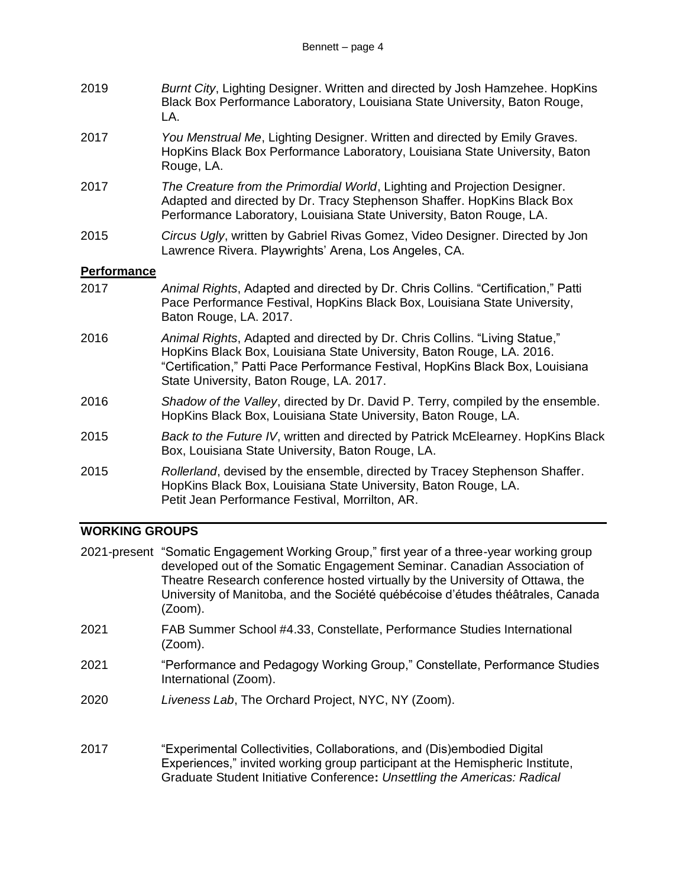2019 *Burnt City*, Lighting Designer. Written and directed by Josh Hamzehee. HopKins Black Box Performance Laboratory, Louisiana State University, Baton Rouge, LA.

2017 *You Menstrual Me*, Lighting Designer. Written and directed by Emily Graves. HopKins Black Box Performance Laboratory, Louisiana State University, Baton Rouge, LA.

2017 *The Creature from the Primordial World*, Lighting and Projection Designer. Adapted and directed by Dr. Tracy Stephenson Shaffer. HopKins Black Box Performance Laboratory, Louisiana State University, Baton Rouge, LA.

2015 *Circus Ugly*, written by Gabriel Rivas Gomez, Video Designer. Directed by Jon Lawrence Rivera. Playwrights' Arena, Los Angeles, CA.

### Performance

2017 *Animal Rights*, Adapted and directed by Dr. Chris Collins. "Certification," Patti Pace Performance Festival, HopKins Black Box, Louisiana State University, Baton Rouge, LA. 2017.

2016 *Animal Rights*, Adapted and directed by Dr. Chris Collins. "Living Statue," HopKins Black Box, Louisiana State University, Baton Rouge, LA. 2016. "Certification," Patti Pace Performance Festival, HopKins Black Box, Louisiana State University, Baton Rouge, LA. 2017.

2016 *Shadow of the Valley*, directed by Dr. David P. Terry, compiled by the ensemble. HopKins Black Box, Louisiana State University, Baton Rouge, LA.

2015 *Back to the Future IV*, written and directed by Patrick McElearney. HopKins Black Box, Louisiana State University, Baton Rouge, LA.

2015 *Rollerland*, devised by the ensemble, directed by Tracey Stephenson Shaffer. HopKins Black Box, Louisiana State University, Baton Rouge, LA. Petit Jean Performance Festival, Morrilton, AR.

## WORKING GROUPS

2021-present "Somatic Engagement Working Group," first year of a three-year working group developed out of the Somatic Engagement Seminar. Canadian Association of Theatre Research conference hosted virtually by the University of Ottawa, the University of Manitoba, and the Société québécoise d'études théâtrales, Canada (Zoom).

2021 FAB Summer School #4.33, Constellate, Performance Studies International (Zoom).

2021 "Performance and Pedagogy Working Group," Constellate, Performance Studies International (Zoom).

2020 *Liveness Lab*, The Orchard Project, NYC, NY (Zoom).

2017 "Experimental Collectivities, Collaborations, and (Dis)embodied Digital Experiences," invited working group participant at the Hemispheric Institute, Graduate Student Initiative Conference**:** *Unsettling the Americas: Radical*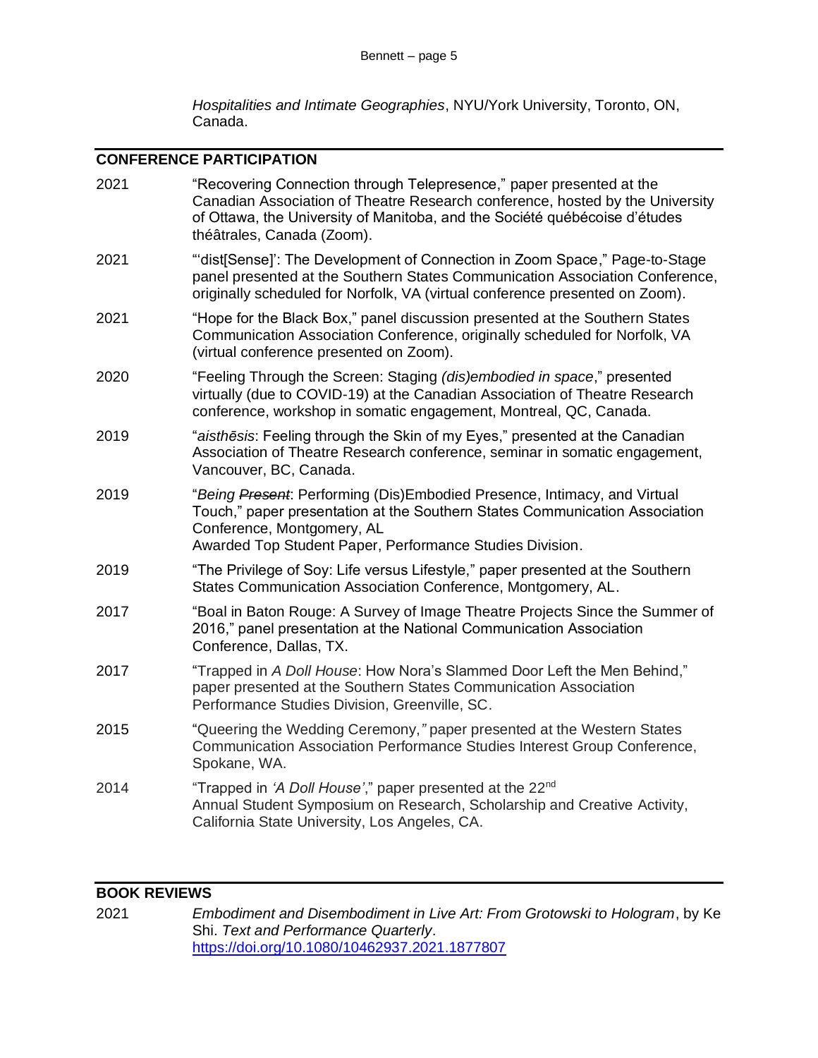*Hospitalities and Intimate Geographies*, NYU/York University, Toronto, ON, Canada.

## CONFERENCE PARTICIPATION

2021 "Recovering Connection through Telepresence," paper presented at the Canadian Association of Theatre Research conference, hosted by the University of Ottawa, the University of Manitoba, and the Société québécoise d'études théâtrales, Canada (Zoom).

2021 "'dist[Sense]': The Development of Connection in Zoom Space," Page-to-Stage panel presented at the Southern States Communication Association Conference, originally scheduled for Norfolk, VA (virtual conference presented on Zoom).

2021 "Hope for the Black Box," panel discussion presented at the Southern States Communication Association Conference, originally scheduled for Norfolk, VA (virtual conference presented on Zoom).

2020 "Feeling Through the Screen: Staging *(dis)embodied in space*," presented virtually (due to COVID-19) at the Canadian Association of Theatre Research conference, workshop in somatic engagement, Montreal, QC, Canada.

2019 "*aisthēsis*: Feeling through the Skin of my Eyes," presented at the Canadian Association of Theatre Research conference, seminar in somatic engagement, Vancouver, BC, Canada.

2019 "*Being ~~Present~~*: Performing (Dis)Embodied Presence, Intimacy, and Virtual Touch," paper presentation at the Southern States Communication Association Conference, Montgomery, AL
Awarded Top Student Paper, Performance Studies Division.

2019 "The Privilege of Soy: Life versus Lifestyle," paper presented at the Southern States Communication Association Conference, Montgomery, AL.

2017 "Boal in Baton Rouge: A Survey of Image Theatre Projects Since the Summer of 2016," panel presentation at the National Communication Association Conference, Dallas, TX.

2017 "Trapped in *A Doll House*: How Nora's Slammed Door Left the Men Behind," paper presented at the Southern States Communication Association Performance Studies Division, Greenville, SC.

2015 "Queering the Wedding Ceremony," paper presented at the Western States Communication Association Performance Studies Interest Group Conference, Spokane, WA.

2014 "Trapped in *'A Doll House'*," paper presented at the 22nd Annual Student Symposium on Research, Scholarship and Creative Activity, California State University, Los Angeles, CA.

## BOOK REVIEWS

2021 *Embodiment and Disembodiment in Live Art: From Grotowski to Hologram*, by Ke Shi. *Text and Performance Quarterly*. https://doi.org/10.1080/10462937.2021.1877807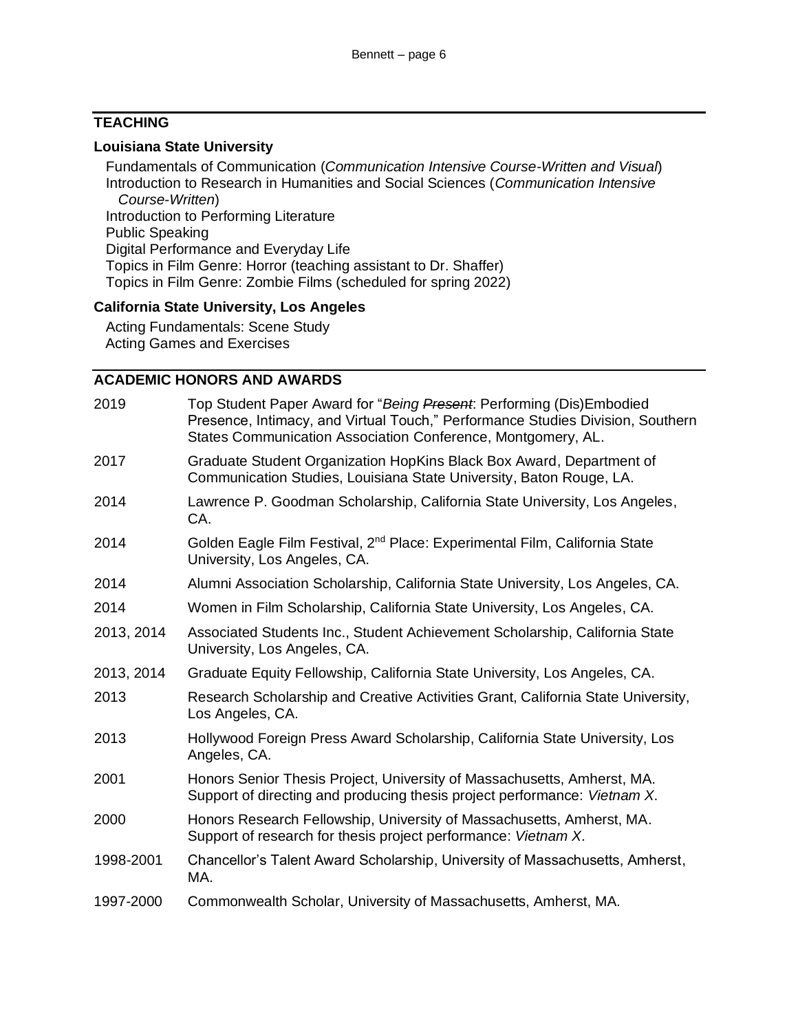## TEACHING

### Louisiana State University

- Fundamentals of Communication (*Communication Intensive Course-Written and Visual*)
- Introduction to Research in Humanities and Social Sciences (*Communication Intensive Course-Written*)
- Introduction to Performing Literature
- Public Speaking
- Digital Performance and Everyday Life
- Topics in Film Genre: Horror (teaching assistant to Dr. Shaffer)
- Topics in Film Genre: Zombie Films (scheduled for spring 2022)

### California State University, Los Angeles

- Acting Fundamentals: Scene Study
- Acting Games and Exercises

## ACADEMIC HONORS AND AWARDS

| | |
|---|---|
| 2019 | Top Student Paper Award for "*Being ~~Present~~*: Performing (Dis)Embodied Presence, Intimacy, and Virtual Touch," Performance Studies Division, Southern States Communication Association Conference, Montgomery, AL. |
| 2017 | Graduate Student Organization HopKins Black Box Award, Department of Communication Studies, Louisiana State University, Baton Rouge, LA. |
| 2014 | Lawrence P. Goodman Scholarship, California State University, Los Angeles, CA. |
| 2014 | Golden Eagle Film Festival, 2nd Place: Experimental Film, California State University, Los Angeles, CA. |
| 2014 | Alumni Association Scholarship, California State University, Los Angeles, CA. |
| 2014 | Women in Film Scholarship, California State University, Los Angeles, CA. |
| 2013, 2014 | Associated Students Inc., Student Achievement Scholarship, California State University, Los Angeles, CA. |
| 2013, 2014 | Graduate Equity Fellowship, California State University, Los Angeles, CA. |
| 2013 | Research Scholarship and Creative Activities Grant, California State University, Los Angeles, CA. |
| 2013 | Hollywood Foreign Press Award Scholarship, California State University, Los Angeles, CA. |
| 2001 | Honors Senior Thesis Project, University of Massachusetts, Amherst, MA. Support of directing and producing thesis project performance: *Vietnam X*. |
| 2000 | Honors Research Fellowship, University of Massachusetts, Amherst, MA. Support of research for thesis project performance: *Vietnam X*. |
| 1998-2001 | Chancellor's Talent Award Scholarship, University of Massachusetts, Amherst, MA. |
| 1997-2000 | Commonwealth Scholar, University of Massachusetts, Amherst, MA. |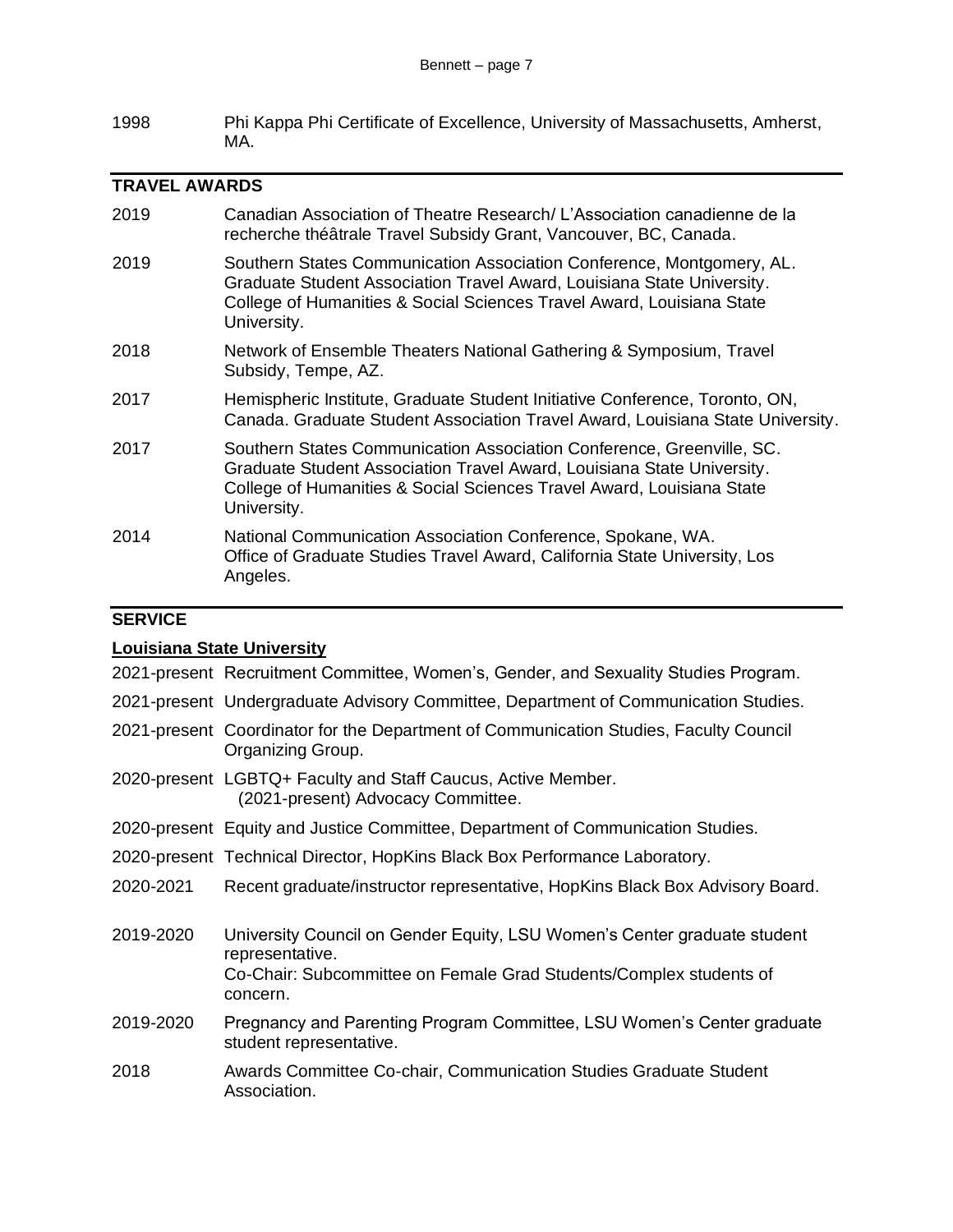1998 Phi Kappa Phi Certificate of Excellence, University of Massachusetts, Amherst, MA.

## TRAVEL AWARDS

2019 Canadian Association of Theatre Research/ L'Association canadienne de la recherche théâtrale Travel Subsidy Grant, Vancouver, BC, Canada.

2019 Southern States Communication Association Conference, Montgomery, AL. Graduate Student Association Travel Award, Louisiana State University. College of Humanities & Social Sciences Travel Award, Louisiana State University.

2018 Network of Ensemble Theaters National Gathering & Symposium, Travel Subsidy, Tempe, AZ.

2017 Hemispheric Institute, Graduate Student Initiative Conference, Toronto, ON, Canada. Graduate Student Association Travel Award, Louisiana State University.

2017 Southern States Communication Association Conference, Greenville, SC. Graduate Student Association Travel Award, Louisiana State University. College of Humanities & Social Sciences Travel Award, Louisiana State University.

2014 National Communication Association Conference, Spokane, WA. Office of Graduate Studies Travel Award, California State University, Los Angeles.

## SERVICE

### Louisiana State University

2021-present Recruitment Committee, Women's, Gender, and Sexuality Studies Program.

2021-present Undergraduate Advisory Committee, Department of Communication Studies.

2021-present Coordinator for the Department of Communication Studies, Faculty Council Organizing Group.

2020-present LGBTQ+ Faculty and Staff Caucus, Active Member.
(2021-present) Advocacy Committee.

2020-present Equity and Justice Committee, Department of Communication Studies.

2020-present Technical Director, HopKins Black Box Performance Laboratory.

2020-2021 Recent graduate/instructor representative, HopKins Black Box Advisory Board.

2019-2020 University Council on Gender Equity, LSU Women's Center graduate student representative.
Co-Chair: Subcommittee on Female Grad Students/Complex students of concern.

2019-2020 Pregnancy and Parenting Program Committee, LSU Women's Center graduate student representative.

2018 Awards Committee Co-chair, Communication Studies Graduate Student Association.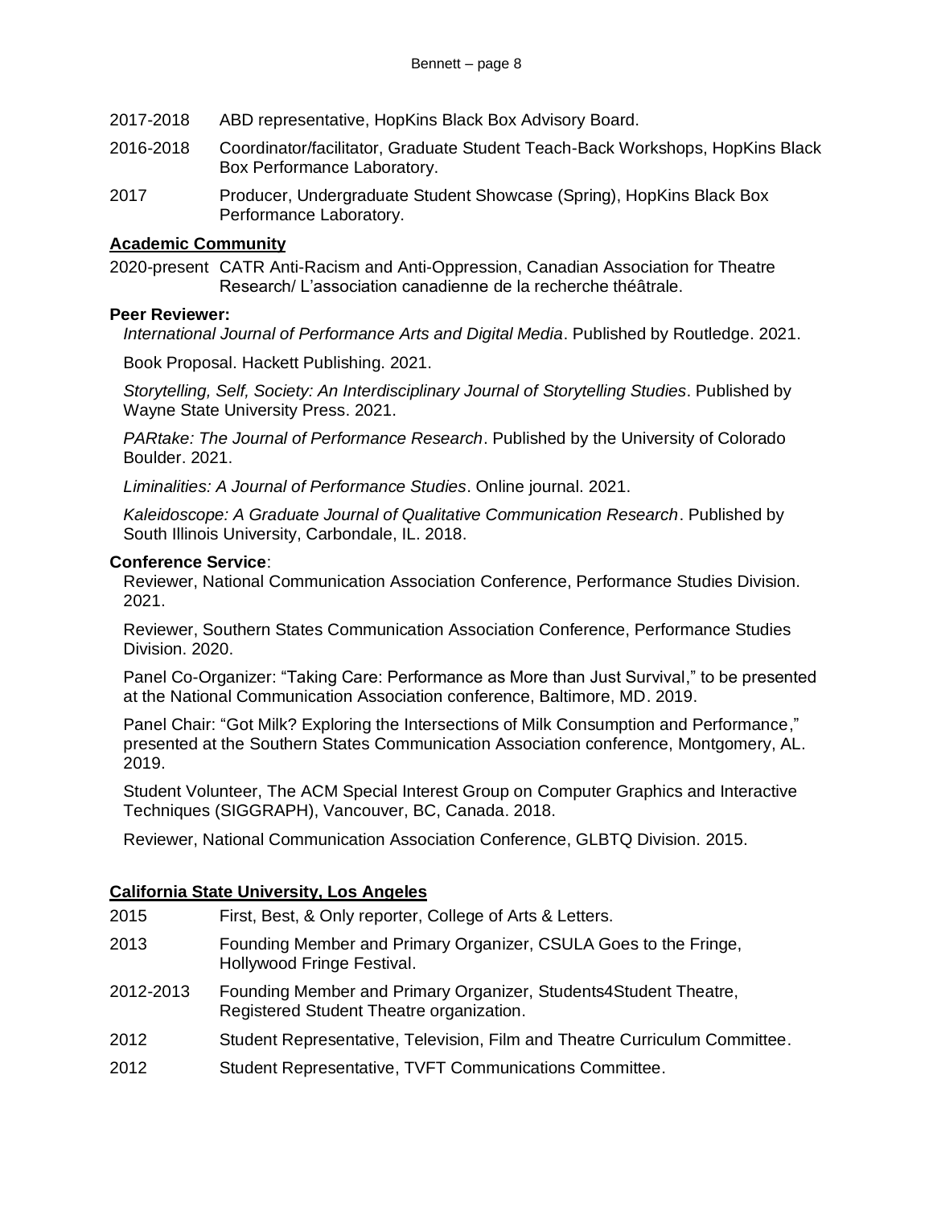2017-2018 ABD representative, HopKins Black Box Advisory Board.

2016-2018 Coordinator/facilitator, Graduate Student Teach-Back Workshops, HopKins Black Box Performance Laboratory.

2017 Producer, Undergraduate Student Showcase (Spring), HopKins Black Box Performance Laboratory.

**Academic Community**

2020-present CATR Anti-Racism and Anti-Oppression, Canadian Association for Theatre Research/ L'association canadienne de la recherche théâtrale.

**Peer Reviewer:**

*International Journal of Performance Arts and Digital Media*. Published by Routledge. 2021.

Book Proposal. Hackett Publishing. 2021.

*Storytelling, Self, Society: An Interdisciplinary Journal of Storytelling Studies*. Published by Wayne State University Press. 2021.

*PARtake: The Journal of Performance Research*. Published by the University of Colorado Boulder. 2021.

*Liminalities: A Journal of Performance Studies*. Online journal. 2021.

*Kaleidoscope: A Graduate Journal of Qualitative Communication Research*. Published by South Illinois University, Carbondale, IL. 2018.

**Conference Service**:

Reviewer, National Communication Association Conference, Performance Studies Division. 2021.

Reviewer, Southern States Communication Association Conference, Performance Studies Division. 2020.

Panel Co-Organizer: "Taking Care: Performance as More than Just Survival," to be presented at the National Communication Association conference, Baltimore, MD. 2019.

Panel Chair: "Got Milk? Exploring the Intersections of Milk Consumption and Performance," presented at the Southern States Communication Association conference, Montgomery, AL. 2019.

Student Volunteer, The ACM Special Interest Group on Computer Graphics and Interactive Techniques (SIGGRAPH), Vancouver, BC, Canada. 2018.

Reviewer, National Communication Association Conference, GLBTQ Division. 2015.

**California State University, Los Angeles**

2015 First, Best, & Only reporter, College of Arts & Letters.

2013 Founding Member and Primary Organizer, CSULA Goes to the Fringe, Hollywood Fringe Festival.

2012-2013 Founding Member and Primary Organizer, Students4Student Theatre, Registered Student Theatre organization.

2012 Student Representative, Television, Film and Theatre Curriculum Committee.

2012 Student Representative, TVFT Communications Committee.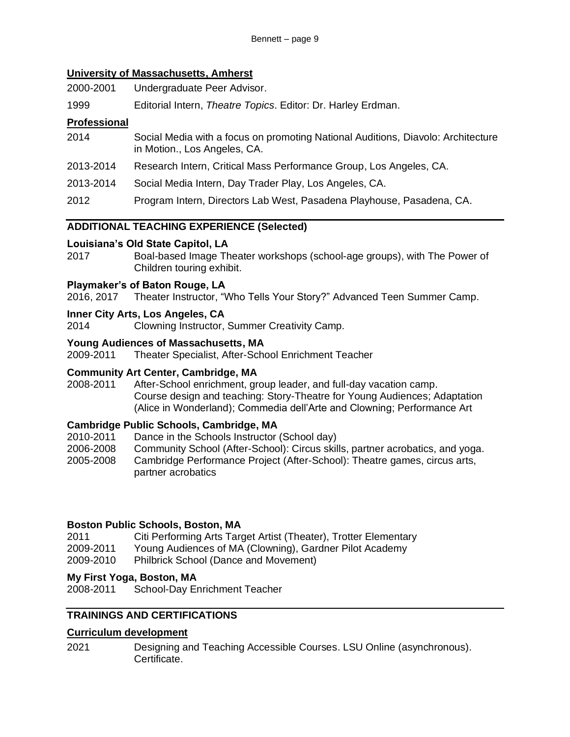**University of Massachusetts, Amherst**

2000-2001 Undergraduate Peer Advisor.

1999 Editorial Intern, *Theatre Topics*. Editor: Dr. Harley Erdman.

**Professional**

2014 Social Media with a focus on promoting National Auditions, Diavolo: Architecture in Motion., Los Angeles, CA.

2013-2014 Research Intern, Critical Mass Performance Group, Los Angeles, CA.

2013-2014 Social Media Intern, Day Trader Play, Los Angeles, CA.

2012 Program Intern, Directors Lab West, Pasadena Playhouse, Pasadena, CA.

## ADDITIONAL TEACHING EXPERIENCE (Selected)

**Louisiana's Old State Capitol, LA**

2017 Boal-based Image Theater workshops (school-age groups), with The Power of Children touring exhibit.

**Playmaker's of Baton Rouge, LA**

2016, 2017 Theater Instructor, "Who Tells Your Story?" Advanced Teen Summer Camp.

**Inner City Arts, Los Angeles, CA**

2014 Clowning Instructor, Summer Creativity Camp.

**Young Audiences of Massachusetts, MA**

2009-2011 Theater Specialist, After-School Enrichment Teacher

**Community Art Center, Cambridge, MA**

2008-2011 After-School enrichment, group leader, and full-day vacation camp. Course design and teaching: Story-Theatre for Young Audiences; Adaptation (Alice in Wonderland); Commedia dell'Arte and Clowning; Performance Art

**Cambridge Public Schools, Cambridge, MA**

2010-2011 Dance in the Schools Instructor (School day)
2006-2008 Community School (After-School): Circus skills, partner acrobatics, and yoga.
2005-2008 Cambridge Performance Project (After-School): Theatre games, circus arts, partner acrobatics

**Boston Public Schools, Boston, MA**

2011 Citi Performing Arts Target Artist (Theater), Trotter Elementary
2009-2011 Young Audiences of MA (Clowning), Gardner Pilot Academy
2009-2010 Philbrick School (Dance and Movement)

**My First Yoga, Boston, MA**

2008-2011 School-Day Enrichment Teacher

## TRAININGS AND CERTIFICATIONS

**Curriculum development**

2021 Designing and Teaching Accessible Courses. LSU Online (asynchronous). Certificate.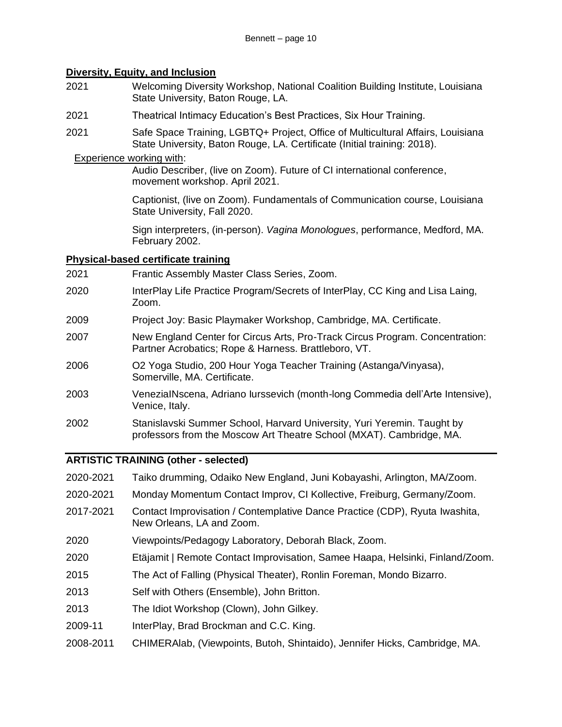### **Diversity, Equity, and Inclusion**

2021 Welcoming Diversity Workshop, National Coalition Building Institute, Louisiana State University, Baton Rouge, LA.

2021 Theatrical Intimacy Education's Best Practices, Six Hour Training.

2021 Safe Space Training, LGBTQ+ Project, Office of Multicultural Affairs, Louisiana State University, Baton Rouge, LA. Certificate (Initial training: 2018).

Experience working with:

Audio Describer, (live on Zoom). Future of CI international conference, movement workshop. April 2021.

Captionist, (live on Zoom). Fundamentals of Communication course, Louisiana State University, Fall 2020.

Sign interpreters, (in-person). *Vagina Monologues*, performance, Medford, MA. February 2002.

### **Physical-based certificate training**

2021 Frantic Assembly Master Class Series, Zoom.

2020 InterPlay Life Practice Program/Secrets of InterPlay, CC King and Lisa Laing, Zoom.

2009 Project Joy: Basic Playmaker Workshop, Cambridge, MA. Certificate.

2007 New England Center for Circus Arts, Pro-Track Circus Program. Concentration: Partner Acrobatics; Rope & Harness. Brattleboro, VT.

2006 O2 Yoga Studio, 200 Hour Yoga Teacher Training (Astanga/Vinyasa), Somerville, MA. Certificate.

2003 VeneziaINscena, Adriano Iurssevich (month-long Commedia dell'Arte Intensive), Venice, Italy.

2002 Stanislavski Summer School, Harvard University, Yuri Yeremin. Taught by professors from the Moscow Art Theatre School (MXAT). Cambridge, MA.

## **ARTISTIC TRAINING (other - selected)**

2020-2021 Taiko drumming, Odaiko New England, Juni Kobayashi, Arlington, MA/Zoom.

2020-2021 Monday Momentum Contact Improv, CI Kollective, Freiburg, Germany/Zoom.

2017-2021 Contact Improvisation / Contemplative Dance Practice (CDP), Ryuta Iwashita, New Orleans, LA and Zoom.

2020 Viewpoints/Pedagogy Laboratory, Deborah Black, Zoom.

2020 Etäjamit | Remote Contact Improvisation, Samee Haapa, Helsinki, Finland/Zoom.

2015 The Act of Falling (Physical Theater), Ronlin Foreman, Mondo Bizarro.

2013 Self with Others (Ensemble), John Britton.

2013 The Idiot Workshop (Clown), John Gilkey.

2009-11 InterPlay, Brad Brockman and C.C. King.

2008-2011 CHIMERAlab, (Viewpoints, Butoh, Shintaido), Jennifer Hicks, Cambridge, MA.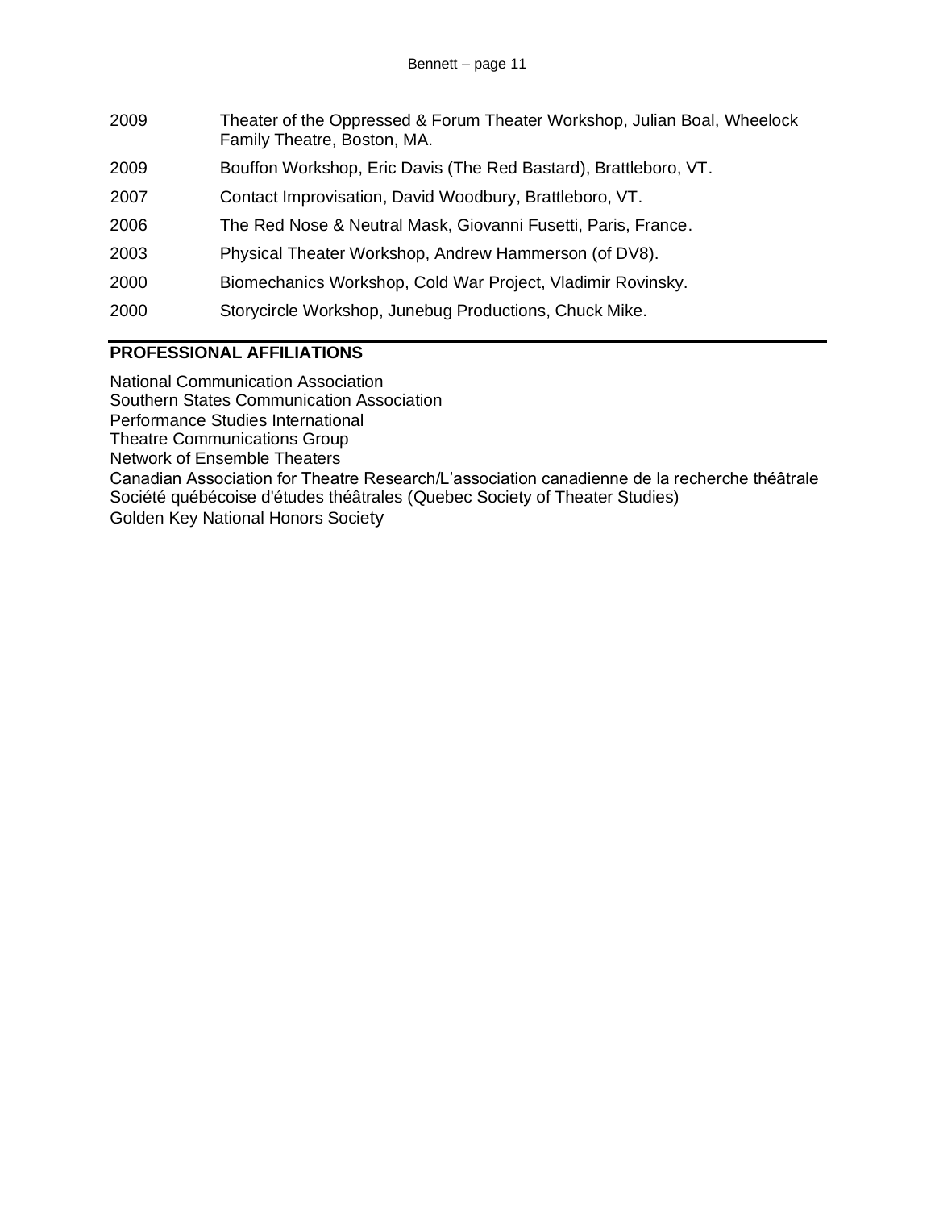2009 Theater of the Oppressed & Forum Theater Workshop, Julian Boal, Wheelock Family Theatre, Boston, MA.

2009 Bouffon Workshop, Eric Davis (The Red Bastard), Brattleboro, VT.

2007 Contact Improvisation, David Woodbury, Brattleboro, VT.

2006 The Red Nose & Neutral Mask, Giovanni Fusetti, Paris, France.

2003 Physical Theater Workshop, Andrew Hammerson (of DV8).

2000 Biomechanics Workshop, Cold War Project, Vladimir Rovinsky.

2000 Storycircle Workshop, Junebug Productions, Chuck Mike.

## PROFESSIONAL AFFILIATIONS

National Communication Association
Southern States Communication Association
Performance Studies International
Theatre Communications Group
Network of Ensemble Theaters
Canadian Association for Theatre Research/L'association canadienne de la recherche théâtrale
Société québécoise d'études théâtrales (Quebec Society of Theater Studies)
Golden Key National Honors Society